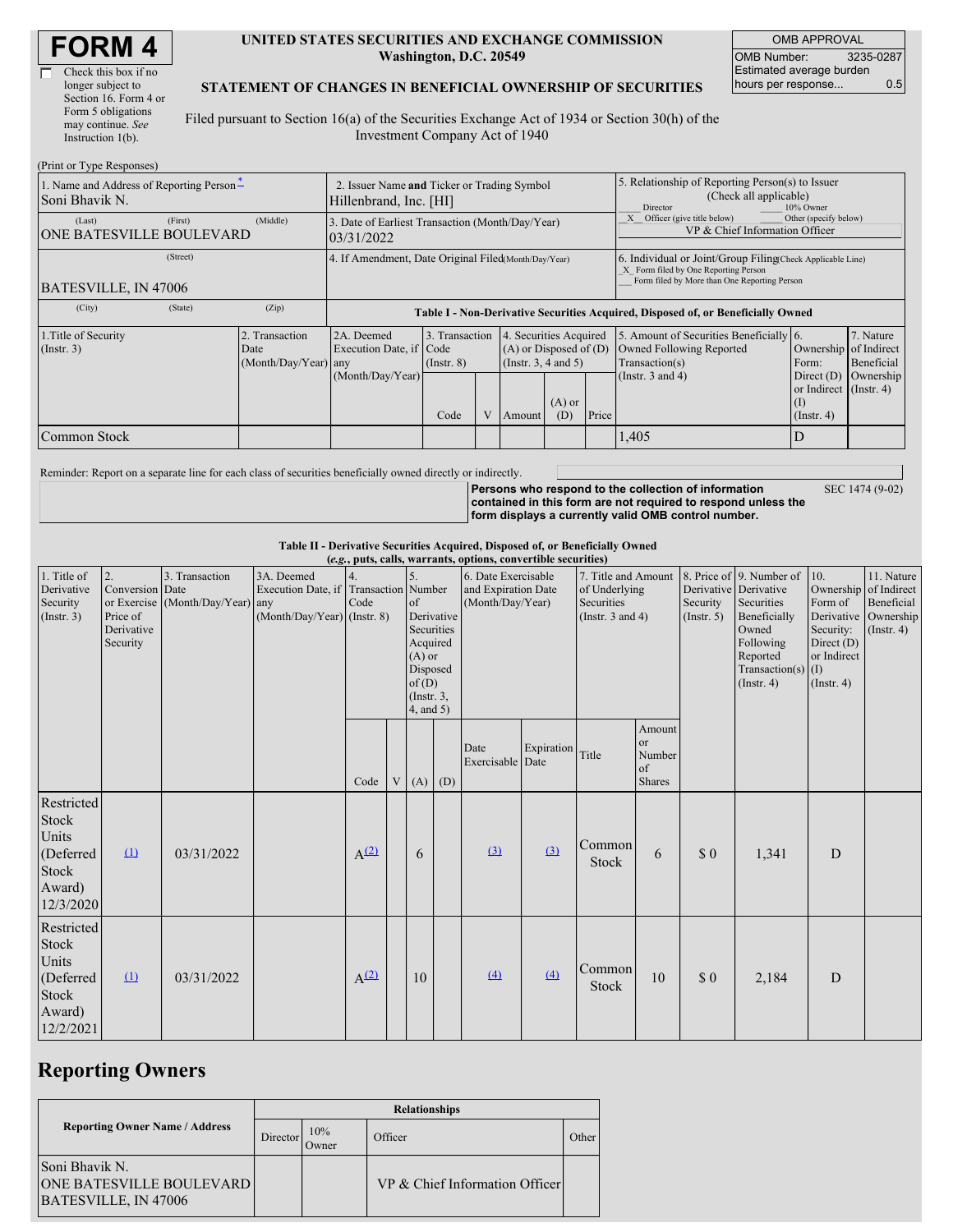# FORM 4

☐ Check this box if no longer subject to Section 16. Form 4 or Form 5 obligations may continue. *See* Instruction 1(b).

**UNITED STATES SECURITIES AND EXCHANGE COMMISSION**
**Washington, D.C. 20549**

**STATEMENT OF CHANGES IN BENEFICIAL OWNERSHIP OF SECURITIES**

Filed pursuant to Section 16(a) of the Securities Exchange Act of 1934 or Section 30(h) of the Investment Company Act of 1940

| OMB APPROVAL | |
|---|---|
| OMB Number: | 3235-0287 |
| Estimated average burden hours per response... | 0.5 |

(Print or Type Responses)

| 1. Name and Address of Reporting Person* | 2. Issuer Name **and** Ticker or Trading Symbol | 5. Relationship of Reporting Person(s) to Issuer (Check all applicable) |
|---|---|---|
| Soni Bhavik N. | Hillenbrand, Inc. [HI] | ___ Director ___ 10% Owner |
| (Last) (First) (Middle) ONE BATESVILLE BOULEVARD | 3. Date of Earliest Transaction (Month/Day/Year) 03/31/2022 | _X_ Officer (give title below) ___ Other (specify below) VP & Chief Information Officer |
| (Street) BATESVILLE, IN 47006 | 4. If Amendment, Date Original Filed (Month/Day/Year) | 6. Individual or Joint/Group Filing (Check Applicable Line) _X_ Form filed by One Reporting Person ___ Form filed by More than One Reporting Person |
| (City) (State) (Zip) | | |

**Table I - Non-Derivative Securities Acquired, Disposed of, or Beneficially Owned**

| 1.Title of Security (Instr. 3) | 2. Transaction Date (Month/Day/Year) | 2A. Deemed Execution Date, if any (Month/Day/Year) | 3. Transaction Code (Instr. 8) | | 4. Securities Acquired (A) or Disposed of (D) (Instr. 3, 4 and 5) | | | 5. Amount of Securities Beneficially Owned Following Reported Transaction(s) (Instr. 3 and 4) | 6. Ownership Form: Direct (D) or Indirect (I) (Instr. 4) | 7. Nature of Indirect Beneficial Ownership (Instr. 4) |
|---|---|---|---|---|---|---|---|---|---|---|
| | | | Code | V | Amount | (A) or (D) | Price | | | |
| Common Stock | | | | | | | | 1,405 | D | |

Reminder: Report on a separate line for each class of securities beneficially owned directly or indirectly.

**Persons who respond to the collection of information contained in this form are not required to respond unless the form displays a currently valid OMB control number.** SEC 1474 (9-02)

**Table II - Derivative Securities Acquired, Disposed of, or Beneficially Owned**
**(*e.g.*, puts, calls, warrants, options, convertible securities)**

| 1. Title of Derivative Security (Instr. 3) | 2. Conversion or Exercise Price of Derivative Security | 3. Transaction Date (Month/Day/Year) | 3A. Deemed Execution Date, if any (Month/Day/Year) | 4. Transaction Code (Instr. 8) | | 5. Number of Derivative Securities Acquired (A) or Disposed of (D) (Instr. 3, 4, and 5) | | 6. Date Exercisable and Expiration Date (Month/Day/Year) | | 7. Title and Amount of Underlying Securities (Instr. 3 and 4) | | 8. Price of Derivative Security (Instr. 5) | 9. Number of Derivative Securities Beneficially Owned Following Reported Transaction(s) (Instr. 4) | 10. Ownership Form of Derivative Security: Direct (D) or Indirect (I) (Instr. 4) | 11. Nature of Indirect Beneficial Ownership (Instr. 4) |
|---|---|---|---|---|---|---|---|---|---|---|---|---|---|---|---|
| | | | | Code | V | (A) | (D) | Date Exercisable | Expiration Date | Title | Amount or Number of Shares | | | | |
| Restricted Stock Units (Deferred Stock Award) 12/3/2020 | (1) | 03/31/2022 | | A(2) | | 6 | | (3) | (3) | Common Stock | 6 | $ 0 | 1,341 | D | |
| Restricted Stock Units (Deferred Stock Award) 12/2/2021 | (1) | 03/31/2022 | | A(2) | | 10 | | (4) | (4) | Common Stock | 10 | $ 0 | 2,184 | D | |

# Reporting Owners

| Reporting Owner Name / Address | Relationships | | | |
|---|---|---|---|---|
| | Director | 10% Owner | Officer | Other |
| Soni Bhavik N. ONE BATESVILLE BOULEVARD BATESVILLE, IN 47006 | | | VP & Chief Information Officer | |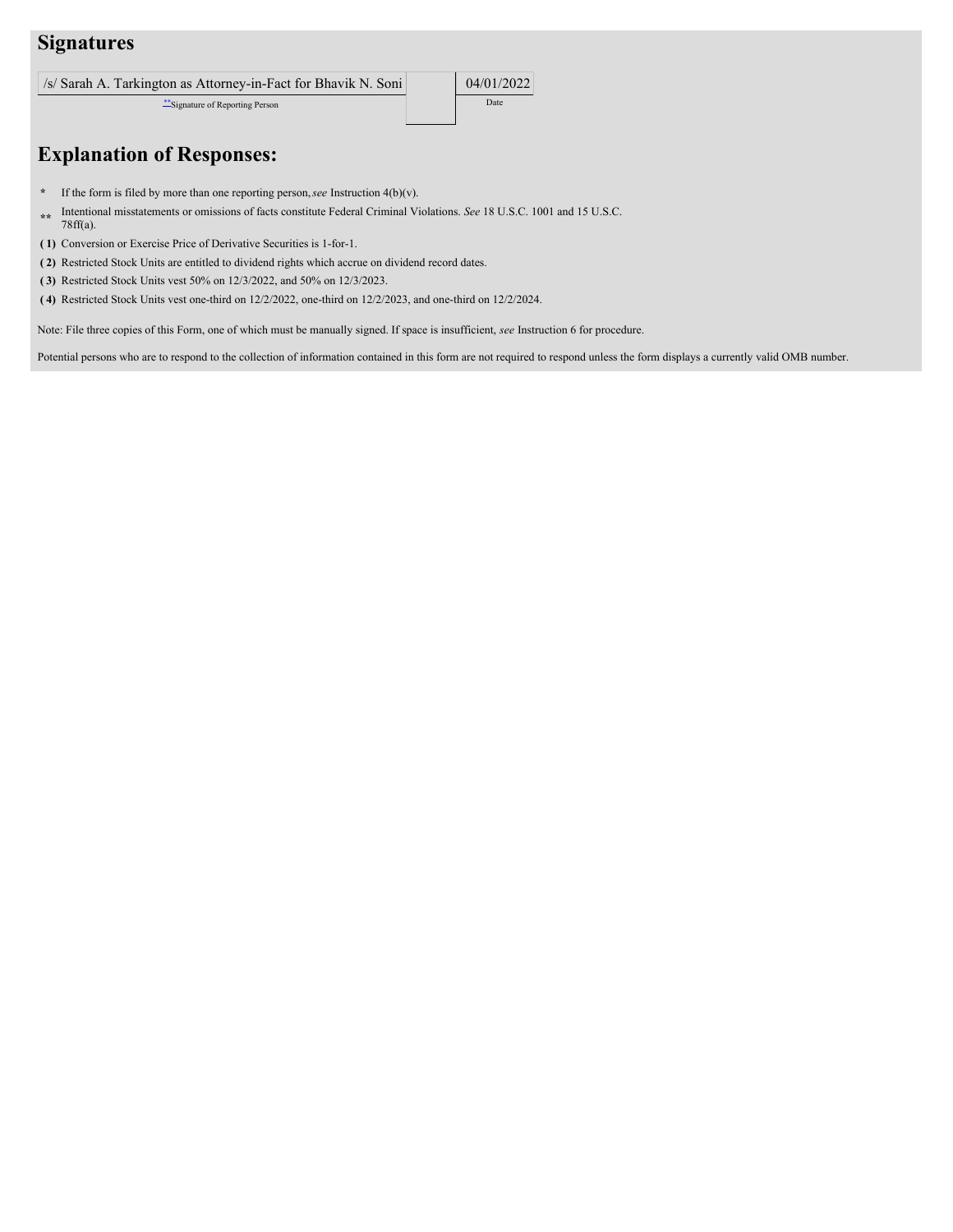## Signatures

| /s/ Sarah A. Tarkington as Attorney-in-Fact for Bhavik N. Soni | | 04/01/2022 |
|---|---|---|
| ** Signature of Reporting Person | | Date |

## Explanation of Responses:

\* If the form is filed by more than one reporting person, *see* Instruction 4(b)(v).

\*\* Intentional misstatements or omissions of facts constitute Federal Criminal Violations. *See* 18 U.S.C. 1001 and 15 U.S.C. 78ff(a).

( 1) Conversion or Exercise Price of Derivative Securities is 1-for-1.

( 2) Restricted Stock Units are entitled to dividend rights which accrue on dividend record dates.

( 3) Restricted Stock Units vest 50% on 12/3/2022, and 50% on 12/3/2023.

( 4) Restricted Stock Units vest one-third on 12/2/2022, one-third on 12/2/2023, and one-third on 12/2/2024.

Note: File three copies of this Form, one of which must be manually signed. If space is insufficient, *see* Instruction 6 for procedure.

Potential persons who are to respond to the collection of information contained in this form are not required to respond unless the form displays a currently valid OMB number.